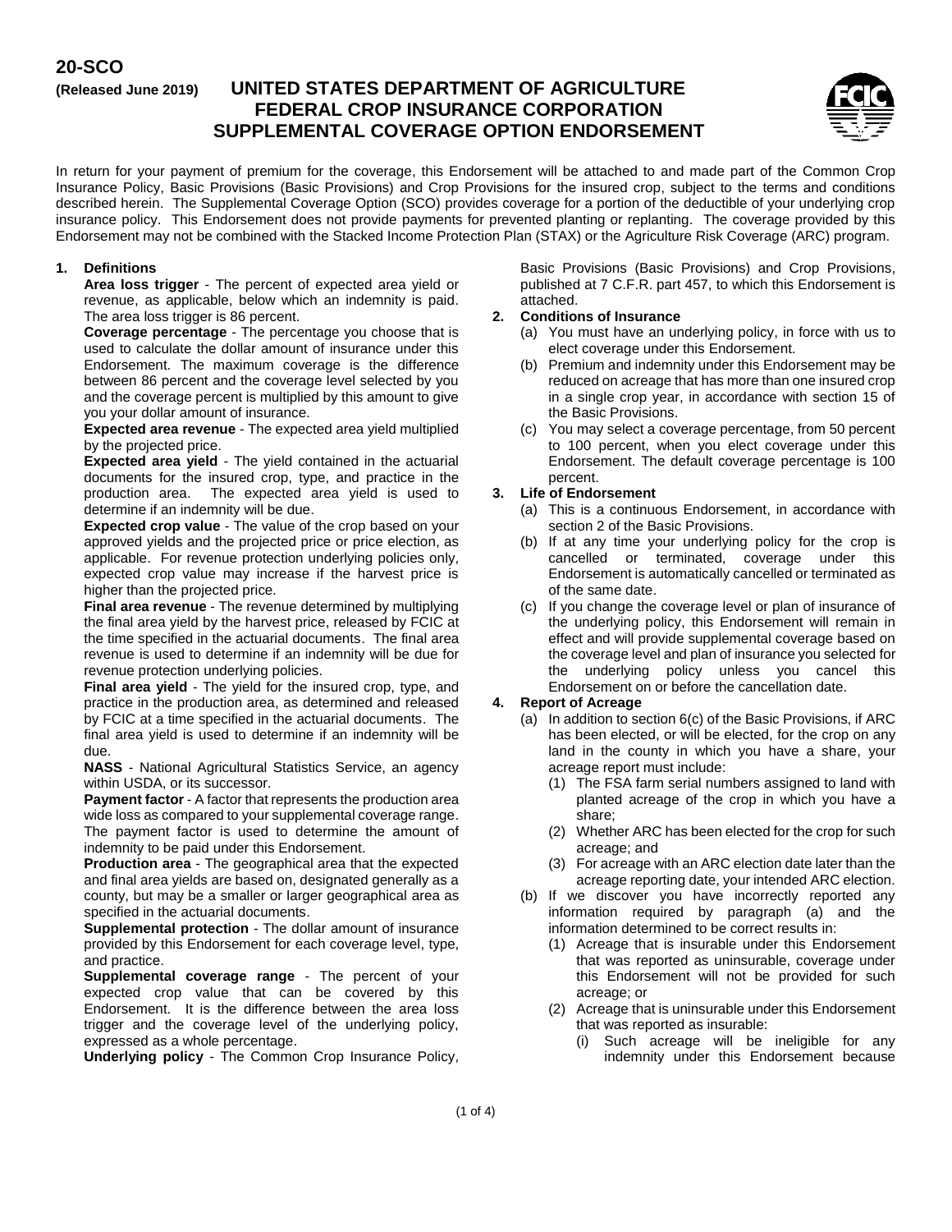**20-SCO**

**(Released June 2019)**

# UNITED STATES DEPARTMENT OF AGRICULTURE
# FEDERAL CROP INSURANCE CORPORATION
# SUPPLEMENTAL COVERAGE OPTION ENDORSEMENT

In return for your payment of premium for the coverage, this Endorsement will be attached to and made part of the Common Crop Insurance Policy, Basic Provisions (Basic Provisions) and Crop Provisions for the insured crop, subject to the terms and conditions described herein. The Supplemental Coverage Option (SCO) provides coverage for a portion of the deductible of your underlying crop insurance policy. This Endorsement does not provide payments for prevented planting or replanting. The coverage provided by this Endorsement may not be combined with the Stacked Income Protection Plan (STAX) or the Agriculture Risk Coverage (ARC) program.

**1. Definitions**

**Area loss trigger** - The percent of expected area yield or revenue, as applicable, below which an indemnity is paid. The area loss trigger is 86 percent.

**Coverage percentage** - The percentage you choose that is used to calculate the dollar amount of insurance under this Endorsement. The maximum coverage is the difference between 86 percent and the coverage level selected by you and the coverage percent is multiplied by this amount to give you your dollar amount of insurance.

**Expected area revenue** - The expected area yield multiplied by the projected price.

**Expected area yield** - The yield contained in the actuarial documents for the insured crop, type, and practice in the production area. The expected area yield is used to determine if an indemnity will be due.

**Expected crop value** - The value of the crop based on your approved yields and the projected price or price election, as applicable. For revenue protection underlying policies only, expected crop value may increase if the harvest price is higher than the projected price.

**Final area revenue** - The revenue determined by multiplying the final area yield by the harvest price, released by FCIC at the time specified in the actuarial documents. The final area revenue is used to determine if an indemnity will be due for revenue protection underlying policies.

**Final area yield** - The yield for the insured crop, type, and practice in the production area, as determined and released by FCIC at a time specified in the actuarial documents. The final area yield is used to determine if an indemnity will be due.

**NASS** - National Agricultural Statistics Service, an agency within USDA, or its successor.

**Payment factor** - A factor that represents the production area wide loss as compared to your supplemental coverage range. The payment factor is used to determine the amount of indemnity to be paid under this Endorsement.

**Production area** - The geographical area that the expected and final area yields are based on, designated generally as a county, but may be a smaller or larger geographical area as specified in the actuarial documents.

**Supplemental protection** - The dollar amount of insurance provided by this Endorsement for each coverage level, type, and practice.

**Supplemental coverage range** - The percent of your expected crop value that can be covered by this Endorsement. It is the difference between the area loss trigger and the coverage level of the underlying policy, expressed as a whole percentage.

**Underlying policy** - The Common Crop Insurance Policy, Basic Provisions (Basic Provisions) and Crop Provisions, published at 7 C.F.R. part 457, to which this Endorsement is attached.

**2. Conditions of Insurance**

(a) You must have an underlying policy, in force with us to elect coverage under this Endorsement.

(b) Premium and indemnity under this Endorsement may be reduced on acreage that has more than one insured crop in a single crop year, in accordance with section 15 of the Basic Provisions.

(c) You may select a coverage percentage, from 50 percent to 100 percent, when you elect coverage under this Endorsement. The default coverage percentage is 100 percent.

**3. Life of Endorsement**

(a) This is a continuous Endorsement, in accordance with section 2 of the Basic Provisions.

(b) If at any time your underlying policy for the crop is cancelled or terminated, coverage under this Endorsement is automatically cancelled or terminated as of the same date.

(c) If you change the coverage level or plan of insurance of the underlying policy, this Endorsement will remain in effect and will provide supplemental coverage based on the coverage level and plan of insurance you selected for the underlying policy unless you cancel this Endorsement on or before the cancellation date.

**4. Report of Acreage**

(a) In addition to section 6(c) of the Basic Provisions, if ARC has been elected, or will be elected, for the crop on any land in the county in which you have a share, your acreage report must include:

(1) The FSA farm serial numbers assigned to land with planted acreage of the crop in which you have a share;

(2) Whether ARC has been elected for the crop for such acreage; and

(3) For acreage with an ARC election date later than the acreage reporting date, your intended ARC election.

(b) If we discover you have incorrectly reported any information required by paragraph (a) and the information determined to be correct results in:

(1) Acreage that is insurable under this Endorsement that was reported as uninsurable, coverage under this Endorsement will not be provided for such acreage; or

(2) Acreage that is uninsurable under this Endorsement that was reported as insurable:

(i) Such acreage will be ineligible for any indemnity under this Endorsement because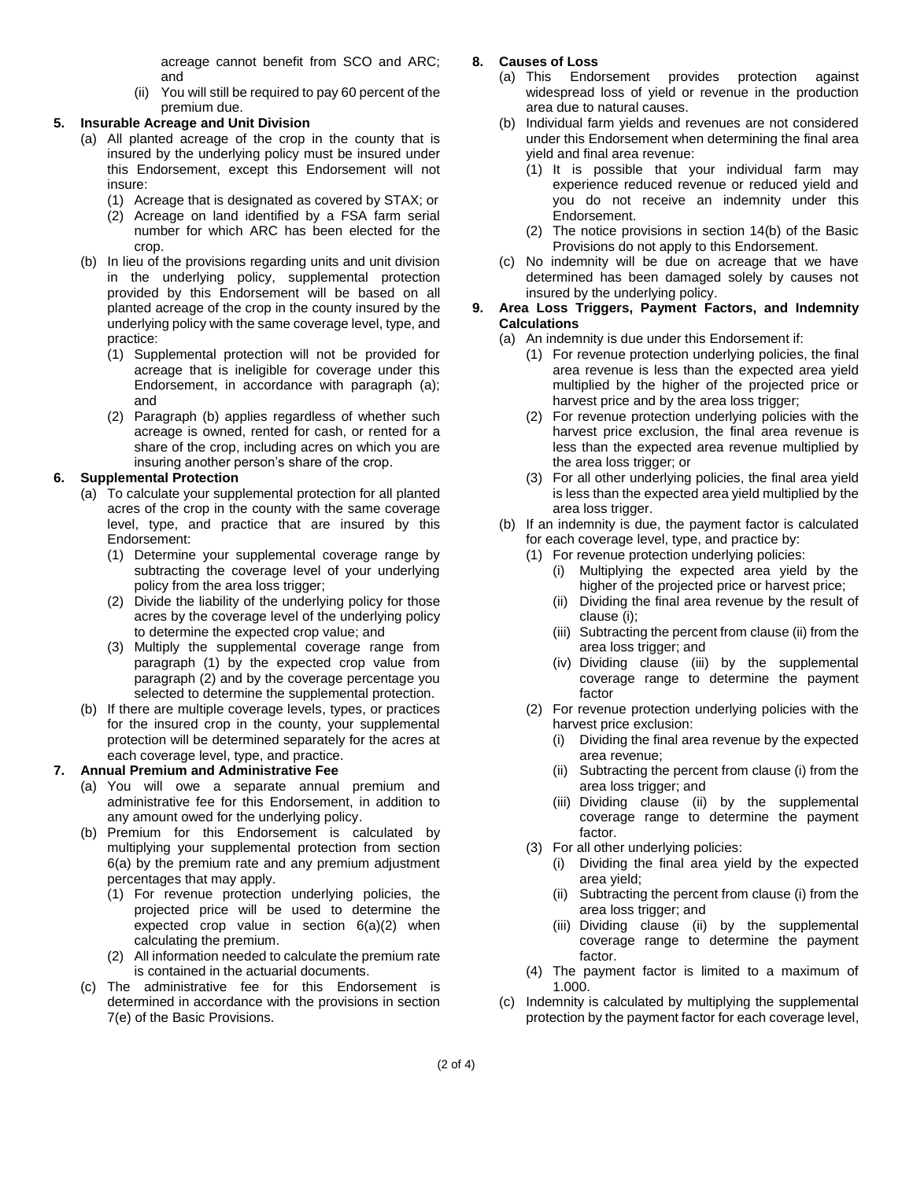acreage cannot benefit from SCO and ARC; and

(ii) You will still be required to pay 60 percent of the premium due.

**5. Insurable Acreage and Unit Division**

(a) All planted acreage of the crop in the county that is insured by the underlying policy must be insured under this Endorsement, except this Endorsement will not insure:

(1) Acreage that is designated as covered by STAX; or

(2) Acreage on land identified by a FSA farm serial number for which ARC has been elected for the crop.

(b) In lieu of the provisions regarding units and unit division in the underlying policy, supplemental protection provided by this Endorsement will be based on all planted acreage of the crop in the county insured by the underlying policy with the same coverage level, type, and practice:

(1) Supplemental protection will not be provided for acreage that is ineligible for coverage under this Endorsement, in accordance with paragraph (a); and

(2) Paragraph (b) applies regardless of whether such acreage is owned, rented for cash, or rented for a share of the crop, including acres on which you are insuring another person's share of the crop.

**6. Supplemental Protection**

(a) To calculate your supplemental protection for all planted acres of the crop in the county with the same coverage level, type, and practice that are insured by this Endorsement:

(1) Determine your supplemental coverage range by subtracting the coverage level of your underlying policy from the area loss trigger;

(2) Divide the liability of the underlying policy for those acres by the coverage level of the underlying policy to determine the expected crop value; and

(3) Multiply the supplemental coverage range from paragraph (1) by the expected crop value from paragraph (2) and by the coverage percentage you selected to determine the supplemental protection.

(b) If there are multiple coverage levels, types, or practices for the insured crop in the county, your supplemental protection will be determined separately for the acres at each coverage level, type, and practice.

**7. Annual Premium and Administrative Fee**

(a) You will owe a separate annual premium and administrative fee for this Endorsement, in addition to any amount owed for the underlying policy.

(b) Premium for this Endorsement is calculated by multiplying your supplemental protection from section 6(a) by the premium rate and any premium adjustment percentages that may apply.

(1) For revenue protection underlying policies, the projected price will be used to determine the expected crop value in section 6(a)(2) when calculating the premium.

(2) All information needed to calculate the premium rate is contained in the actuarial documents.

(c) The administrative fee for this Endorsement is determined in accordance with the provisions in section 7(e) of the Basic Provisions.

**8. Causes of Loss**

(a) This Endorsement provides protection against widespread loss of yield or revenue in the production area due to natural causes.

(b) Individual farm yields and revenues are not considered under this Endorsement when determining the final area yield and final area revenue:

(1) It is possible that your individual farm may experience reduced revenue or reduced yield and you do not receive an indemnity under this Endorsement.

(2) The notice provisions in section 14(b) of the Basic Provisions do not apply to this Endorsement.

(c) No indemnity will be due on acreage that we have determined has been damaged solely by causes not insured by the underlying policy.

**9. Area Loss Triggers, Payment Factors, and Indemnity Calculations**

(a) An indemnity is due under this Endorsement if:

(1) For revenue protection underlying policies, the final area revenue is less than the expected area yield multiplied by the higher of the projected price or harvest price and by the area loss trigger;

(2) For revenue protection underlying policies with the harvest price exclusion, the final area revenue is less than the expected area revenue multiplied by the area loss trigger; or

(3) For all other underlying policies, the final area yield is less than the expected area yield multiplied by the area loss trigger.

(b) If an indemnity is due, the payment factor is calculated for each coverage level, type, and practice by:

(1) For revenue protection underlying policies:

(i) Multiplying the expected area yield by the higher of the projected price or harvest price;

(ii) Dividing the final area revenue by the result of clause (i);

(iii) Subtracting the percent from clause (ii) from the area loss trigger; and

(iv) Dividing clause (iii) by the supplemental coverage range to determine the payment factor

(2) For revenue protection underlying policies with the harvest price exclusion:

(i) Dividing the final area revenue by the expected area revenue;

(ii) Subtracting the percent from clause (i) from the area loss trigger; and

(iii) Dividing clause (ii) by the supplemental coverage range to determine the payment factor.

(3) For all other underlying policies:

(i) Dividing the final area yield by the expected area yield;

(ii) Subtracting the percent from clause (i) from the area loss trigger; and

(iii) Dividing clause (ii) by the supplemental coverage range to determine the payment factor.

(4) The payment factor is limited to a maximum of 1.000.

(c) Indemnity is calculated by multiplying the supplemental protection by the payment factor for each coverage level,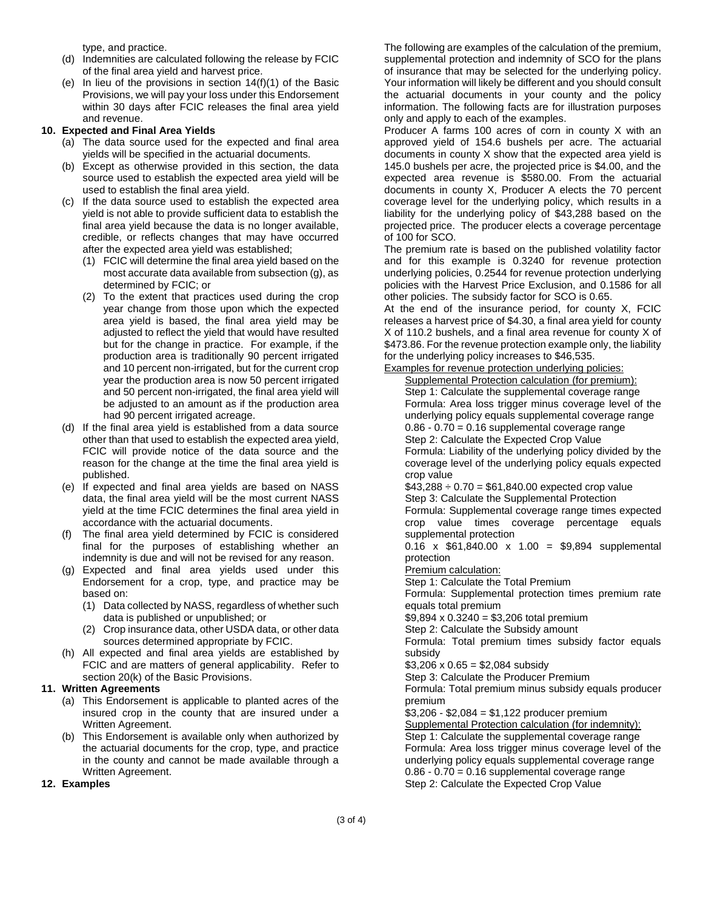type, and practice.

(d) Indemnities are calculated following the release by FCIC of the final area yield and harvest price.

(e) In lieu of the provisions in section 14(f)(1) of the Basic Provisions, we will pay your loss under this Endorsement within 30 days after FCIC releases the final area yield and revenue.

**10. Expected and Final Area Yields**

(a) The data source used for the expected and final area yields will be specified in the actuarial documents.

(b) Except as otherwise provided in this section, the data source used to establish the expected area yield will be used to establish the final area yield.

(c) If the data source used to establish the expected area yield is not able to provide sufficient data to establish the final area yield because the data is no longer available, credible, or reflects changes that may have occurred after the expected area yield was established;

(1) FCIC will determine the final area yield based on the most accurate data available from subsection (g), as determined by FCIC; or

(2) To the extent that practices used during the crop year change from those upon which the expected area yield is based, the final area yield may be adjusted to reflect the yield that would have resulted but for the change in practice. For example, if the production area is traditionally 90 percent irrigated and 10 percent non-irrigated, but for the current crop year the production area is now 50 percent irrigated and 50 percent non-irrigated, the final area yield will be adjusted to an amount as if the production area had 90 percent irrigated acreage.

(d) If the final area yield is established from a data source other than that used to establish the expected area yield, FCIC will provide notice of the data source and the reason for the change at the time the final area yield is published.

(e) If expected and final area yields are based on NASS data, the final area yield will be the most current NASS yield at the time FCIC determines the final area yield in accordance with the actuarial documents.

(f) The final area yield determined by FCIC is considered final for the purposes of establishing whether an indemnity is due and will not be revised for any reason.

(g) Expected and final area yields used under this Endorsement for a crop, type, and practice may be based on:

(1) Data collected by NASS, regardless of whether such data is published or unpublished; or

(2) Crop insurance data, other USDA data, or other data sources determined appropriate by FCIC.

(h) All expected and final area yields are established by FCIC and are matters of general applicability. Refer to section 20(k) of the Basic Provisions.

**11. Written Agreements**

(a) This Endorsement is applicable to planted acres of the insured crop in the county that are insured under a Written Agreement.

(b) This Endorsement is available only when authorized by the actuarial documents for the crop, type, and practice in the county and cannot be made available through a Written Agreement.

**12. Examples**

The following are examples of the calculation of the premium, supplemental protection and indemnity of SCO for the plans of insurance that may be selected for the underlying policy. Your information will likely be different and you should consult the actuarial documents in your county and the policy information. The following facts are for illustration purposes only and apply to each of the examples.

Producer A farms 100 acres of corn in county X with an approved yield of 154.6 bushels per acre. The actuarial documents in county X show that the expected area yield is 145.0 bushels per acre, the projected price is $4.00, and the expected area revenue is $580.00. From the actuarial documents in county X, Producer A elects the 70 percent coverage level for the underlying policy, which results in a liability for the underlying policy of $43,288 based on the projected price. The producer elects a coverage percentage of 100 for SCO.

The premium rate is based on the published volatility factor and for this example is 0.3240 for revenue protection underlying policies, 0.2544 for revenue protection underlying policies with the Harvest Price Exclusion, and 0.1586 for all other policies. The subsidy factor for SCO is 0.65.

At the end of the insurance period, for county X, FCIC releases a harvest price of $4.30, a final area yield for county X of 110.2 bushels, and a final area revenue for county X of $473.86. For the revenue protection example only, the liability for the underlying policy increases to $46,535.

<u>Examples for revenue protection underlying policies:</u>

<u>Supplemental Protection calculation (for premium):</u>

Step 1: Calculate the supplemental coverage range

Formula: Area loss trigger minus coverage level of the underlying policy equals supplemental coverage range

0.86 - 0.70 = 0.16 supplemental coverage range

Step 2: Calculate the Expected Crop Value

Formula: Liability of the underlying policy divided by the coverage level of the underlying policy equals expected crop value

$43,288 ÷ 0.70 = $61,840.00 expected crop value

Step 3: Calculate the Supplemental Protection

Formula: Supplemental coverage range times expected crop value times coverage percentage equals supplemental protection

0.16 x $61,840.00 x 1.00 = $9,894 supplemental protection

<u>Premium calculation:</u>

Step 1: Calculate the Total Premium

Formula: Supplemental protection times premium rate equals total premium

$9,894 x 0.3240 = $3,206 total premium

Step 2: Calculate the Subsidy amount

Formula: Total premium times subsidy factor equals subsidy

$3,206 x 0.65 = $2,084 subsidy

Step 3: Calculate the Producer Premium

Formula: Total premium minus subsidy equals producer premium

$3,206 - $2,084 = $1,122 producer premium

<u>Supplemental Protection calculation (for indemnity):</u>

Step 1: Calculate the supplemental coverage range

Formula: Area loss trigger minus coverage level of the underlying policy equals supplemental coverage range

0.86 - 0.70 = 0.16 supplemental coverage range

Step 2: Calculate the Expected Crop Value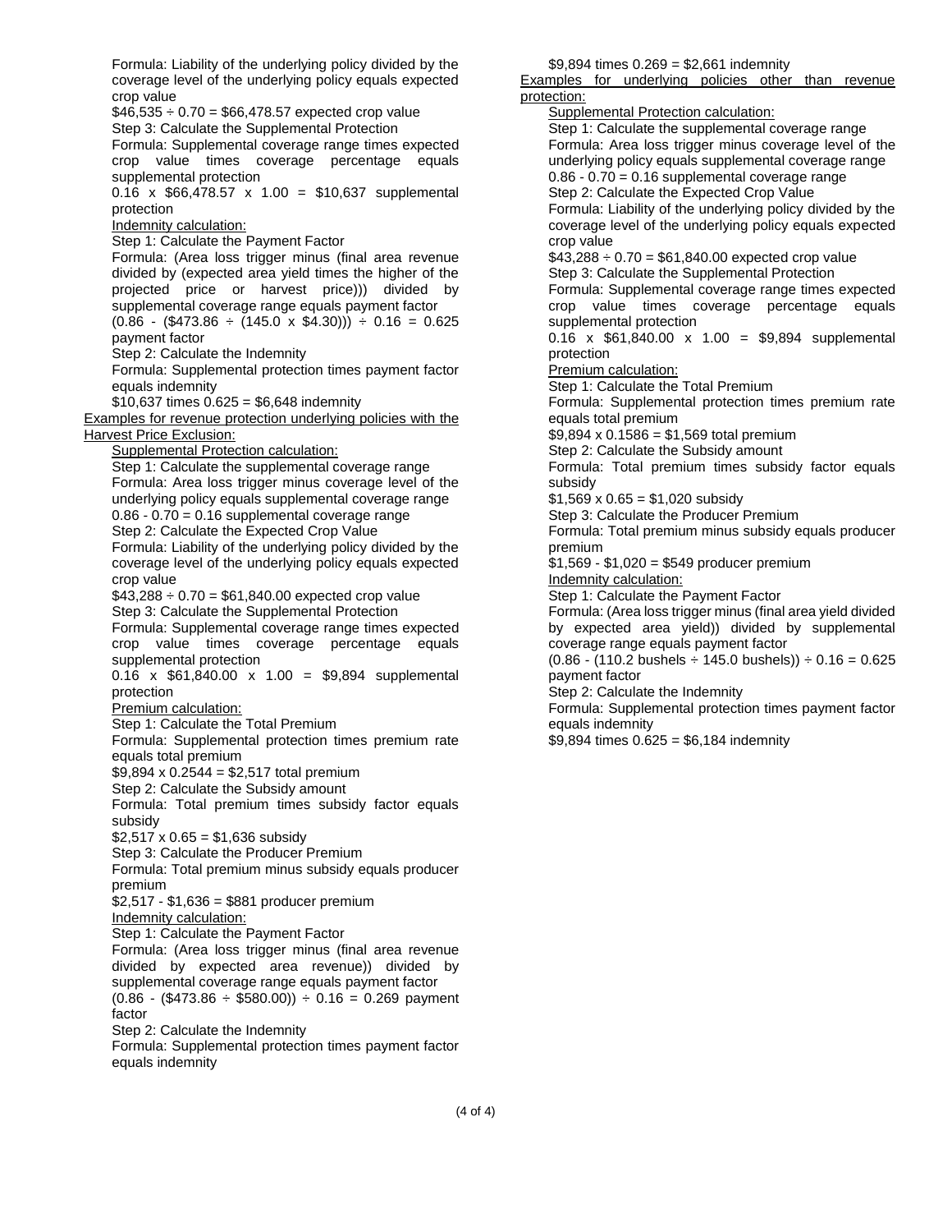Formula: Liability of the underlying policy divided by the coverage level of the underlying policy equals expected crop value

$46,535 ÷ 0.70 = $66,478.57 expected crop value

Step 3: Calculate the Supplemental Protection

Formula: Supplemental coverage range times expected crop value times coverage percentage equals supplemental protection

0.16 x $66,478.57 x 1.00 = $10,637 supplemental protection

Indemnity calculation:

Step 1: Calculate the Payment Factor

Formula: (Area loss trigger minus (final area revenue divided by (expected area yield times the higher of the projected price or harvest price))) divided by supplemental coverage range equals payment factor

(0.86 - ($473.86 ÷ (145.0 x $4.30))) ÷ 0.16 = 0.625 payment factor

Step 2: Calculate the Indemnity

Formula: Supplemental protection times payment factor equals indemnity

$10,637 times 0.625 = $6,648 indemnity

Examples for revenue protection underlying policies with the Harvest Price Exclusion:

Supplemental Protection calculation:

Step 1: Calculate the supplemental coverage range

Formula: Area loss trigger minus coverage level of the underlying policy equals supplemental coverage range

0.86 - 0.70 = 0.16 supplemental coverage range

Step 2: Calculate the Expected Crop Value

Formula: Liability of the underlying policy divided by the coverage level of the underlying policy equals expected crop value

$43,288 ÷ 0.70 = $61,840.00 expected crop value

Step 3: Calculate the Supplemental Protection

Formula: Supplemental coverage range times expected crop value times coverage percentage equals supplemental protection

0.16 x $61,840.00 x 1.00 = $9,894 supplemental protection

Premium calculation:

Step 1: Calculate the Total Premium

Formula: Supplemental protection times premium rate equals total premium

$9,894 x 0.2544 = $2,517 total premium

Step 2: Calculate the Subsidy amount

Formula: Total premium times subsidy factor equals subsidy

$2,517 x 0.65 = $1,636 subsidy

Step 3: Calculate the Producer Premium

Formula: Total premium minus subsidy equals producer premium

$2,517 - $1,636 = $881 producer premium

Indemnity calculation:

Step 1: Calculate the Payment Factor

Formula: (Area loss trigger minus (final area revenue divided by expected area revenue)) divided by supplemental coverage range equals payment factor

(0.86 - ($473.86 ÷ $580.00)) ÷ 0.16 = 0.269 payment factor

Step 2: Calculate the Indemnity

Formula: Supplemental protection times payment factor equals indemnity

$9,894 times 0.269 = $2,661 indemnity

Examples for underlying policies other than revenue protection:

Supplemental Protection calculation:

Step 1: Calculate the supplemental coverage range

Formula: Area loss trigger minus coverage level of the underlying policy equals supplemental coverage range

0.86 - 0.70 = 0.16 supplemental coverage range

Step 2: Calculate the Expected Crop Value

Formula: Liability of the underlying policy divided by the coverage level of the underlying policy equals expected crop value

$43,288 ÷ 0.70 = $61,840.00 expected crop value

Step 3: Calculate the Supplemental Protection

Formula: Supplemental coverage range times expected crop value times coverage percentage equals supplemental protection

0.16 x $61,840.00 x 1.00 = $9,894 supplemental protection

Premium calculation:

Step 1: Calculate the Total Premium

Formula: Supplemental protection times premium rate equals total premium

$9,894 x 0.1586 = $1,569 total premium

Step 2: Calculate the Subsidy amount

Formula: Total premium times subsidy factor equals subsidy

$1,569 x 0.65 = $1,020 subsidy

Step 3: Calculate the Producer Premium

Formula: Total premium minus subsidy equals producer premium

$1,569 - $1,020 = $549 producer premium

Indemnity calculation:

Step 1: Calculate the Payment Factor

Formula: (Area loss trigger minus (final area yield divided by expected area yield)) divided by supplemental coverage range equals payment factor

(0.86 - (110.2 bushels ÷ 145.0 bushels)) ÷ 0.16 = 0.625 payment factor

Step 2: Calculate the Indemnity

Formula: Supplemental protection times payment factor equals indemnity

$9,894 times 0.625 = $6,184 indemnity